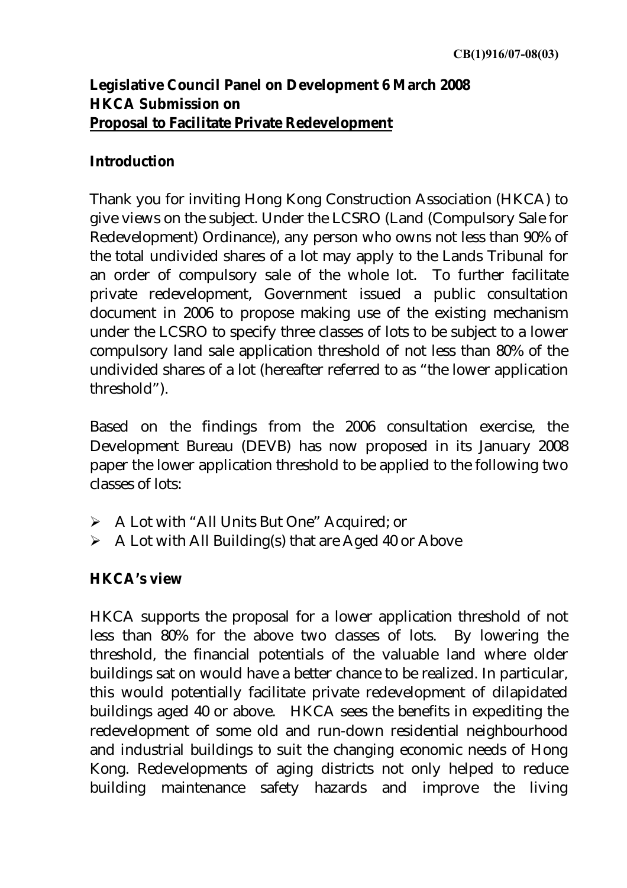CB(1)916/07-08(03)

**Legislative Council Panel on Development 6 March 2008**
**HKCA Submission on**
**Proposal to Facilitate Private Redevelopment**

## Introduction

Thank you for inviting Hong Kong Construction Association (HKCA) to give views on the subject. Under the LCSRO (Land (Compulsory Sale for Redevelopment) Ordinance), any person who owns not less than 90% of the total undivided shares of a lot may apply to the Lands Tribunal for an order of compulsory sale of the whole lot. To further facilitate private redevelopment, Government issued a public consultation document in 2006 to propose making use of the existing mechanism under the LCSRO to specify three classes of lots to be subject to a lower compulsory land sale application threshold of not less than 80% of the undivided shares of a lot (hereafter referred to as "the lower application threshold").

Based on the findings from the 2006 consultation exercise, the Development Bureau (DEVB) has now proposed in its January 2008 paper the lower application threshold to be applied to the following two classes of lots:

- A Lot with "All Units But One" Acquired; or
- A Lot with All Building(s) that are Aged 40 or Above

## HKCA's view

HKCA supports the proposal for a lower application threshold of not less than 80% for the above two classes of lots. By lowering the threshold, the financial potentials of the valuable land where older buildings sat on would have a better chance to be realized. In particular, this would potentially facilitate private redevelopment of dilapidated buildings aged 40 or above. HKCA sees the benefits in expediting the redevelopment of some old and run-down residential neighbourhood and industrial buildings to suit the changing economic needs of Hong Kong. Redevelopments of aging districts not only helped to reduce building maintenance safety hazards and improve the living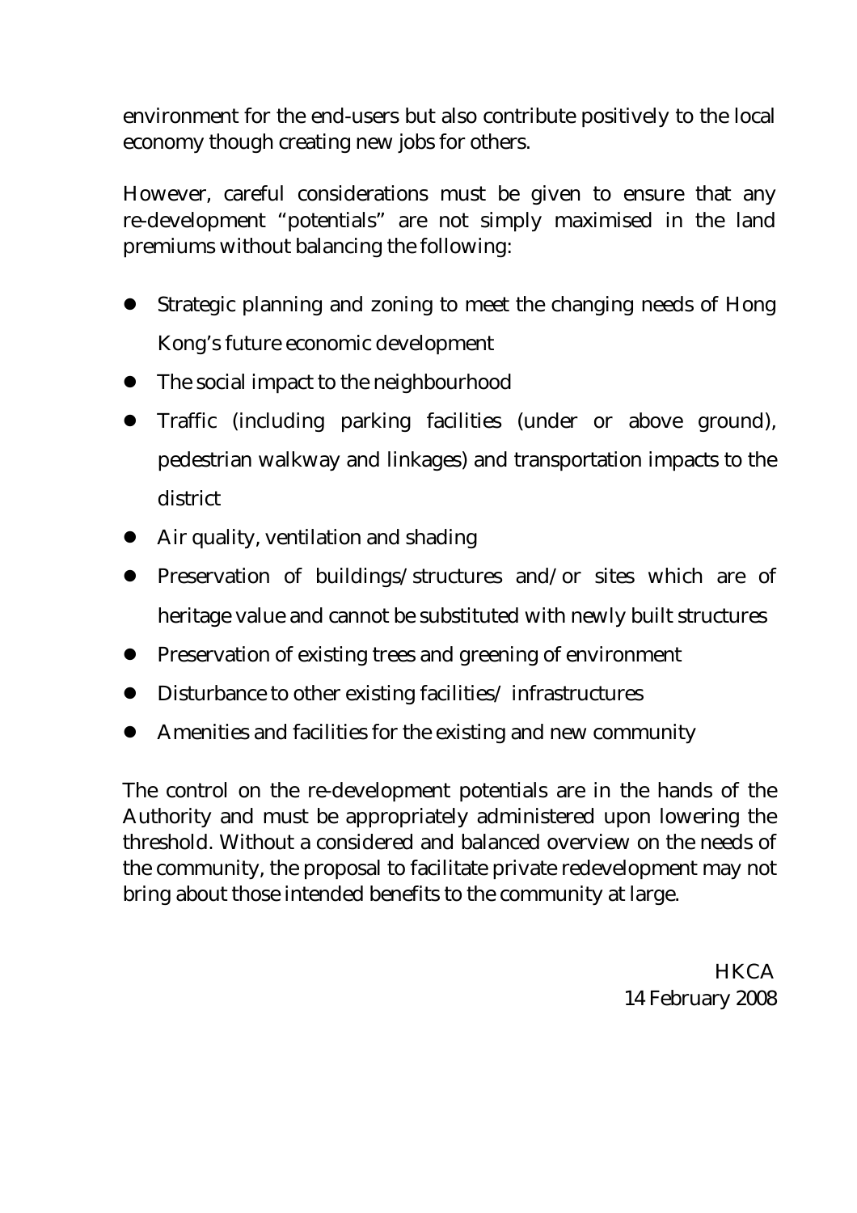environment for the end-users but also contribute positively to the local economy though creating new jobs for others.

However, careful considerations must be given to ensure that any re-development "potentials" are not simply maximised in the land premiums without balancing the following:

- Strategic planning and zoning to meet the changing needs of Hong Kong's future economic development
- The social impact to the neighbourhood
- Traffic (including parking facilities (under or above ground), pedestrian walkway and linkages) and transportation impacts to the district
- Air quality, ventilation and shading
- Preservation of buildings/structures and/or sites which are of heritage value and cannot be substituted with newly built structures
- Preservation of existing trees and greening of environment
- Disturbance to other existing facilities/ infrastructures
- Amenities and facilities for the existing and new community

The control on the re-development potentials are in the hands of the Authority and must be appropriately administered upon lowering the threshold. Without a considered and balanced overview on the needs of the community, the proposal to facilitate private redevelopment may not bring about those intended benefits to the community at large.

HKCA
14 February 2008